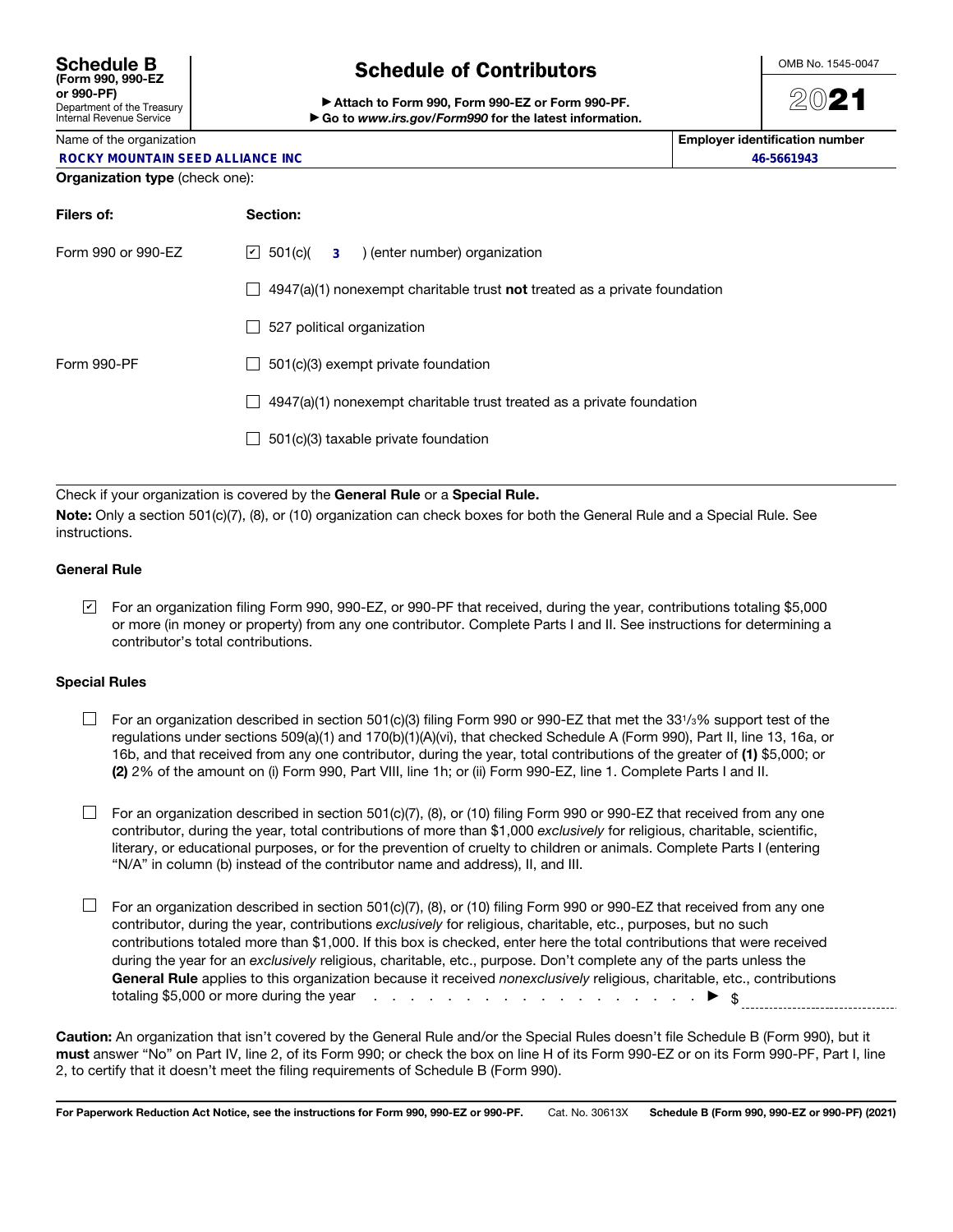# Schedule B (Form 990, 990-EZ or 990-PF)

Department of the Treasury
Internal Revenue Service

## Schedule of Contributors

▶ Attach to Form 990, Form 990-EZ or Form 990-PF.
▶ Go to *www.irs.gov/Form990* for the latest information.

OMB No. 1545-0047

2021

| Name of the organization | Employer identification number |
|---|---|
| ROCKY MOUNTAIN SEED ALLIANCE INC | 46-5661943 |

**Organization type** (check one):

| Filers of: | Section: |
|---|---|
| Form 990 or 990-EZ | ☑ 501(c)( 3 ) (enter number) organization |
| | ☐ 4947(a)(1) nonexempt charitable trust **not** treated as a private foundation |
| | ☐ 527 political organization |
| Form 990-PF | ☐ 501(c)(3) exempt private foundation |
| | ☐ 4947(a)(1) nonexempt charitable trust treated as a private foundation |
| | ☐ 501(c)(3) taxable private foundation |

Check if your organization is covered by the **General Rule** or a **Special Rule.**

**Note:** Only a section 501(c)(7), (8), or (10) organization can check boxes for both the General Rule and a Special Rule. See instructions.

### General Rule

☑ For an organization filing Form 990, 990-EZ, or 990-PF that received, during the year, contributions totaling $5,000 or more (in money or property) from any one contributor. Complete Parts I and II. See instructions for determining a contributor's total contributions.

### Special Rules

☐ For an organization described in section 501(c)(3) filing Form 990 or 990-EZ that met the 33 1/3% support test of the regulations under sections 509(a)(1) and 170(b)(1)(A)(vi), that checked Schedule A (Form 990), Part II, line 13, 16a, or 16b, and that received from any one contributor, during the year, total contributions of the greater of **(1)** $5,000; or **(2)** 2% of the amount on (i) Form 990, Part VIII, line 1h; or (ii) Form 990-EZ, line 1. Complete Parts I and II.

☐ For an organization described in section 501(c)(7), (8), or (10) filing Form 990 or 990-EZ that received from any one contributor, during the year, total contributions of more than $1,000 *exclusively* for religious, charitable, scientific, literary, or educational purposes, or for the prevention of cruelty to children or animals. Complete Parts I (entering "N/A" in column (b) instead of the contributor name and address), II, and III.

☐ For an organization described in section 501(c)(7), (8), or (10) filing Form 990 or 990-EZ that received from any one contributor, during the year, contributions *exclusively* for religious, charitable, etc., purposes, but no such contributions totaled more than $1,000. If this box is checked, enter here the total contributions that were received during the year for an *exclusively* religious, charitable, etc., purpose. Don't complete any of the parts unless the **General Rule** applies to this organization because it received *nonexclusively* religious, charitable, etc., contributions totaling $5,000 or more during the year . . . . . . . . . . . . . . . . . . . . . ▶ $ __________

**Caution:** An organization that isn't covered by the General Rule and/or the Special Rules doesn't file Schedule B (Form 990), but it **must** answer "No" on Part IV, line 2, of its Form 990; or check the box on line H of its Form 990-EZ or on its Form 990-PF, Part I, line 2, to certify that it doesn't meet the filing requirements of Schedule B (Form 990).

**For Paperwork Reduction Act Notice, see the instructions for Form 990, 990-EZ or 990-PF.** Cat. No. 30613X **Schedule B (Form 990, 990-EZ or 990-PF) (2021)**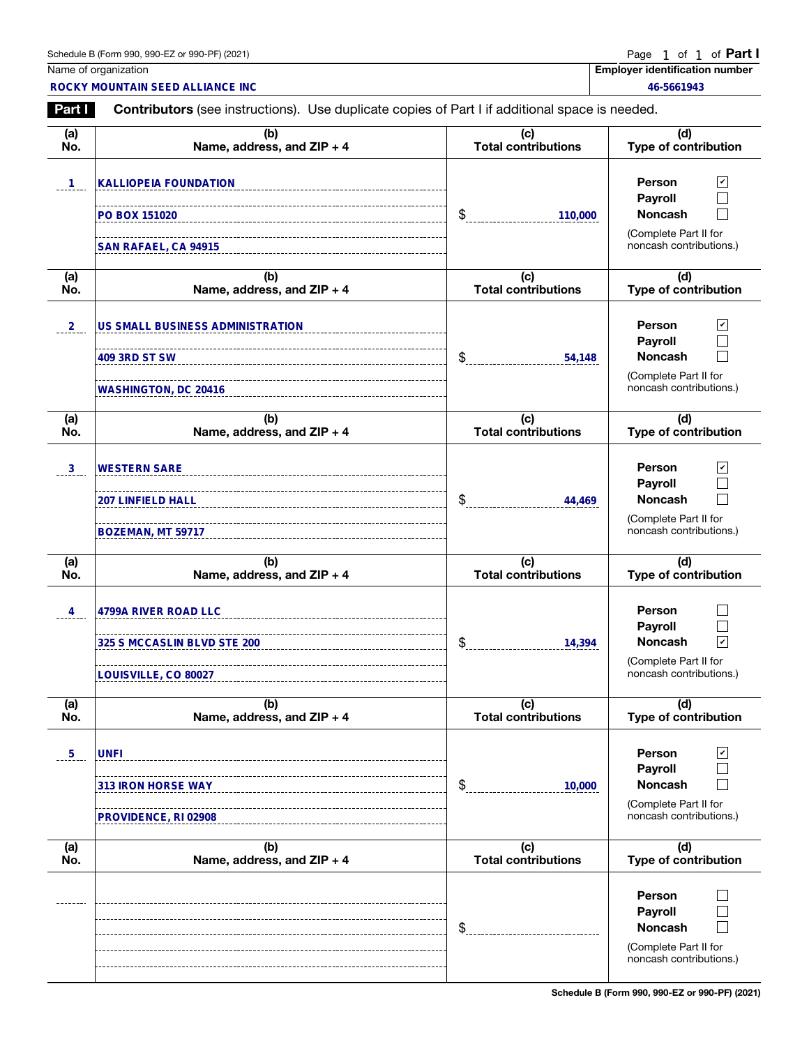Schedule B (Form 990, 990-EZ or 990-PF) (2021)

Page 1 of 1 of **Part I**

| Name of organization | Employer identification number |
|---|---|
| ROCKY MOUNTAIN SEED ALLIANCE INC | 46-5661943 |

**Part I** **Contributors** (see instructions). Use duplicate copies of Part I if additional space is needed.

| (a) No. | (b) Name, address, and ZIP + 4 | (c) Total contributions | (d) Type of contribution |
|---|---|---|---|
| 1 | KALLIOPEIA FOUNDATION<br>PO BOX 151020<br>SAN RAFAEL, CA 94915 | $ 110,000 | Person ☑<br>Payroll ☐<br>Noncash ☐<br>(Complete Part II for noncash contributions.) |
| 2 | US SMALL BUSINESS ADMINISTRATION<br>409 3RD ST SW<br>WASHINGTON, DC 20416 | $ 54,148 | Person ☑<br>Payroll ☐<br>Noncash ☐<br>(Complete Part II for noncash contributions.) |
| 3 | WESTERN SARE<br>207 LINFIELD HALL<br>BOZEMAN, MT 59717 | $ 44,469 | Person ☑<br>Payroll ☐<br>Noncash ☐<br>(Complete Part II for noncash contributions.) |
| 4 | 4799A RIVER ROAD LLC<br>325 S MCCASLIN BLVD STE 200<br>LOUISVILLE, CO 80027 | $ 14,394 | Person ☐<br>Payroll ☐<br>Noncash ☑<br>(Complete Part II for noncash contributions.) |
| 5 | UNFI<br>313 IRON HORSE WAY<br>PROVIDENCE, RI 02908 | $ 10,000 | Person ☑<br>Payroll ☐<br>Noncash ☐<br>(Complete Part II for noncash contributions.) |
| | | $ | Person ☐<br>Payroll ☐<br>Noncash ☐<br>(Complete Part II for noncash contributions.) |

Schedule B (Form 990, 990-EZ or 990-PF) (2021)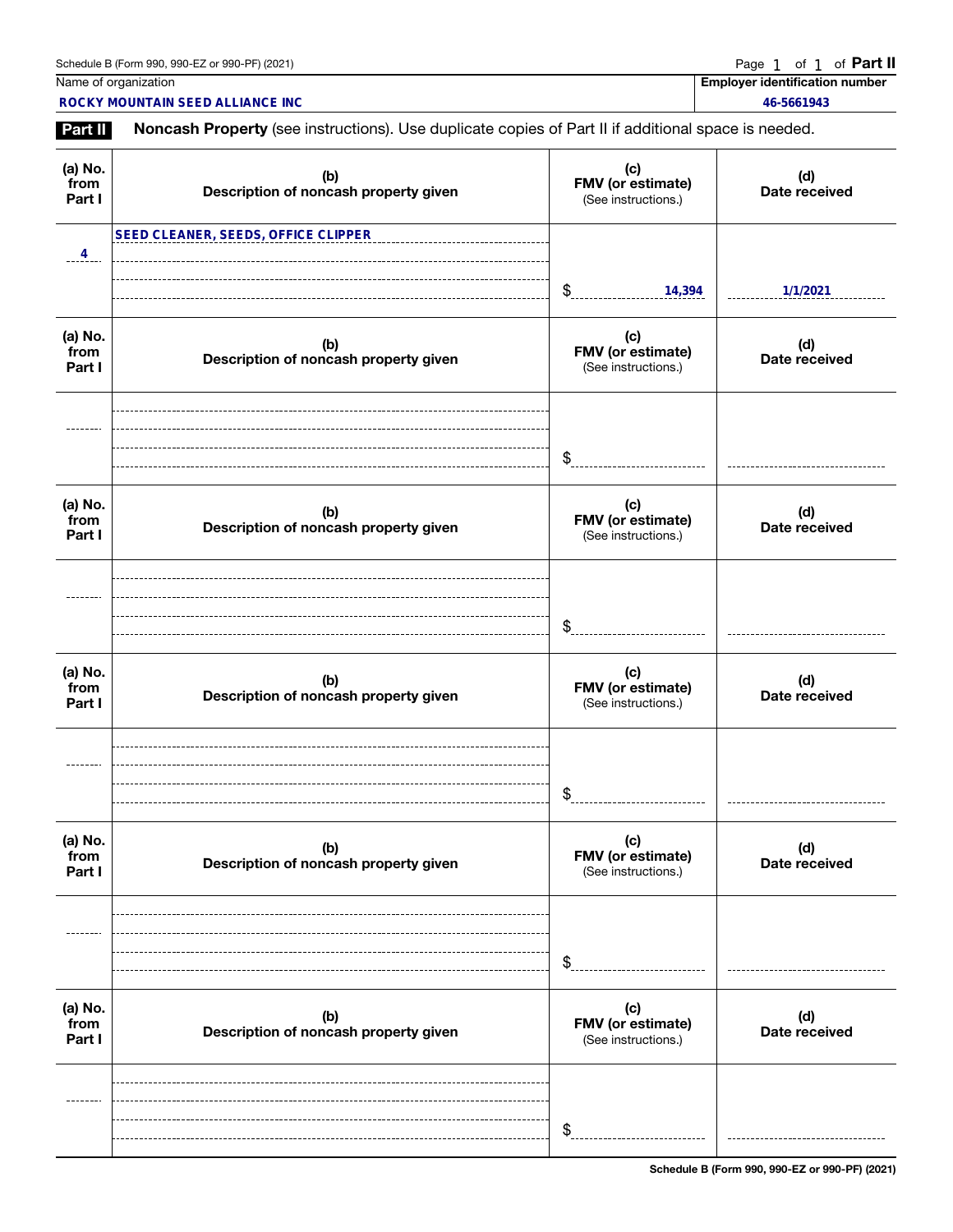Schedule B (Form 990, 990-EZ or 990-PF) (2021)

Page 1 of 1 of **Part II**

| Name of organization | Employer identification number |
|---|---|
| ROCKY MOUNTAIN SEED ALLIANCE INC | 46-5661943 |

**Part II** **Noncash Property** (see instructions). Use duplicate copies of Part II if additional space is needed.

| (a) No. from Part I | (b) Description of noncash property given | (c) FMV (or estimate) (See instructions.) | (d) Date received |
|---|---|---|---|
| 4 | SEED CLEANER, SEEDS, OFFICE CLIPPER | $ 14,394 | 1/1/2021 |
| | | $ | |
| | | $ | |
| | | $ | |
| | | $ | |
| | | $ | |

Schedule B (Form 990, 990-EZ or 990-PF) (2021)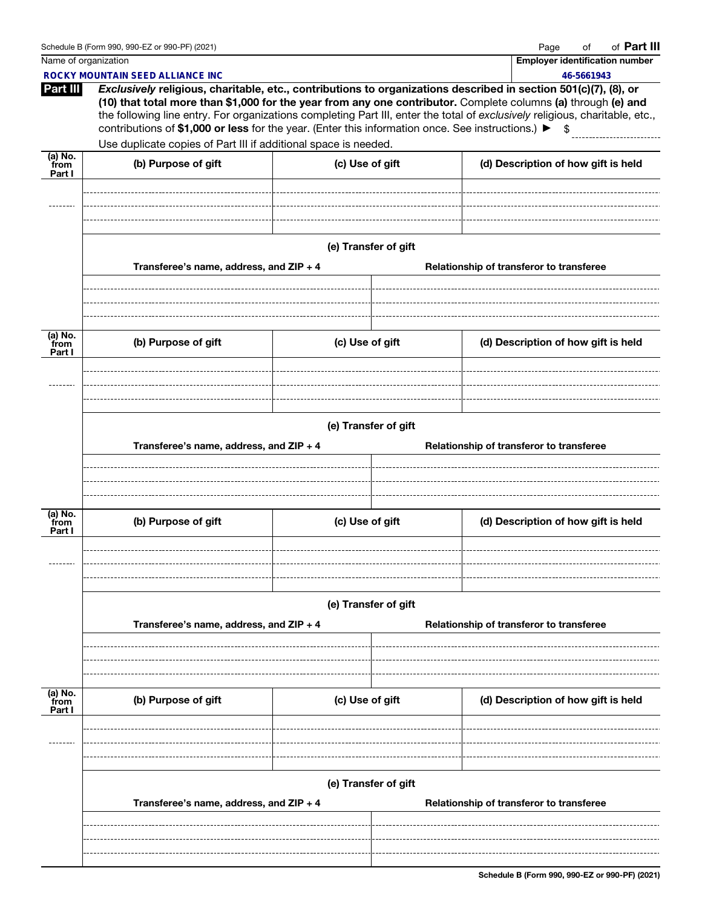Name of organization: ROCKY MOUNTAIN SEED ALLIANCE INC

Employer identification number: 46-5661943

## Part III

***Exclusively*** **religious, charitable, etc., contributions to organizations described in section 501(c)(7), (8), or (10) that total more than $1,000 for the year from any one contributor.** Complete columns **(a)** through **(e) and** the following line entry. For organizations completing Part III, enter the total of *exclusively* religious, charitable, etc., contributions of **$1,000 or less** for the year. (Enter this information once. See instructions.) ▶ $

Use duplicate copies of Part III if additional space is needed.

| (a) No. from Part I | (b) Purpose of gift | (c) Use of gift | (d) Description of how gift is held |
|---|---|---|---|
| | | | |

(e) Transfer of gift

| Transferee's name, address, and ZIP + 4 | Relationship of transferor to transferee |
|---|---|
| | |

| (a) No. from Part I | (b) Purpose of gift | (c) Use of gift | (d) Description of how gift is held |
|---|---|---|---|
| | | | |

(e) Transfer of gift

| Transferee's name, address, and ZIP + 4 | Relationship of transferor to transferee |
|---|---|
| | |

| (a) No. from Part I | (b) Purpose of gift | (c) Use of gift | (d) Description of how gift is held |
|---|---|---|---|
| | | | |

(e) Transfer of gift

| Transferee's name, address, and ZIP + 4 | Relationship of transferor to transferee |
|---|---|
| | |

| (a) No. from Part I | (b) Purpose of gift | (c) Use of gift | (d) Description of how gift is held |
|---|---|---|---|
| | | | |

(e) Transfer of gift

| Transferee's name, address, and ZIP + 4 | Relationship of transferor to transferee |
|---|---|
| | |